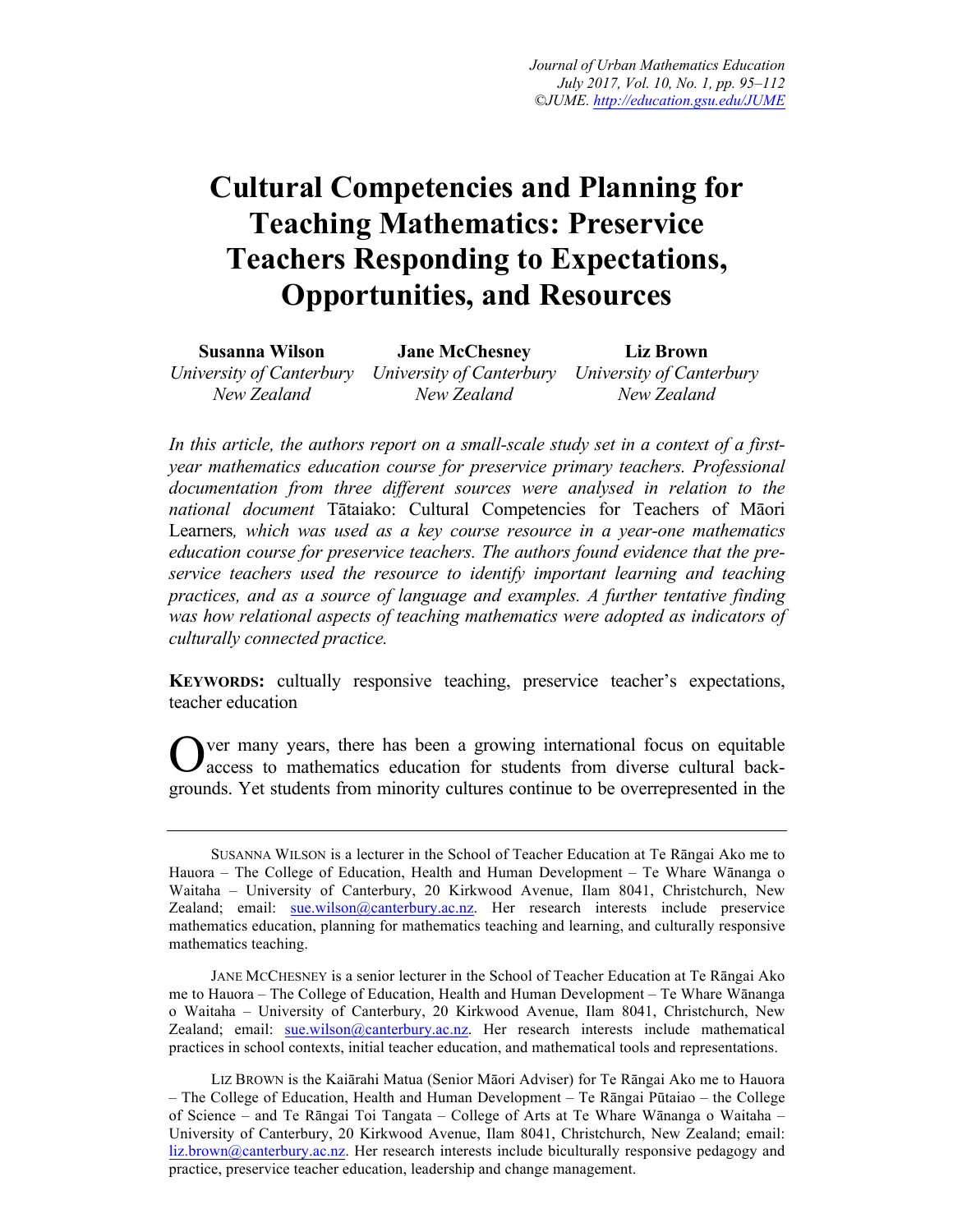# Cultural Competencies and Planning for Teaching Mathematics: Preservice Teachers Responding to Expectations, Opportunities, and Resources

**Susanna Wilson**
*University of Canterbury*
*New Zealand*

**Jane McChesney**
*University of Canterbury*
*New Zealand*

**Liz Brown**
*University of Canterbury*
*New Zealand*

*In this article, the authors report on a small-scale study set in a context of a first-year mathematics education course for preservice primary teachers. Professional documentation from three different sources were analysed in relation to the national document* Tātaiako: Cultural Competencies for Teachers of Māori Learners*, which was used as a key course resource in a year-one mathematics education course for preservice teachers. The authors found evidence that the pre-service teachers used the resource to identify important learning and teaching practices, and as a source of language and examples. A further tentative finding was how relational aspects of teaching mathematics were adopted as indicators of culturally connected practice.*

**KEYWORDS:** cultually responsive teaching, preservice teacher's expectations, teacher education

Over many years, there has been a growing international focus on equitable access to mathematics education for students from diverse cultural backgrounds. Yet students from minority cultures continue to be overrepresented in the

---

SUSANNA WILSON is a lecturer in the School of Teacher Education at Te Rāngai Ako me to Hauora – The College of Education, Health and Human Development – Te Whare Wānanga o Waitaha – University of Canterbury, 20 Kirkwood Avenue, Ilam 8041, Christchurch, New Zealand; email: sue.wilson@canterbury.ac.nz. Her research interests include preservice mathematics education, planning for mathematics teaching and learning, and culturally responsive mathematics teaching.

JANE MCCHESNEY is a senior lecturer in the School of Teacher Education at Te Rāngai Ako me to Hauora – The College of Education, Health and Human Development – Te Whare Wānanga o Waitaha – University of Canterbury, 20 Kirkwood Avenue, Ilam 8041, Christchurch, New Zealand; email: sue.wilson@canterbury.ac.nz. Her research interests include mathematical practices in school contexts, initial teacher education, and mathematical tools and representations.

LIZ BROWN is the Kaiārahi Matua (Senior Māori Adviser) for Te Rāngai Ako me to Hauora – The College of Education, Health and Human Development – Te Rāngai Pūtaiao – the College of Science – and Te Rāngai Toi Tangata – College of Arts at Te Whare Wānanga o Waitaha – University of Canterbury, 20 Kirkwood Avenue, Ilam 8041, Christchurch, New Zealand; email: liz.brown@canterbury.ac.nz. Her research interests include biculturally responsive pedagogy and practice, preservice teacher education, leadership and change management.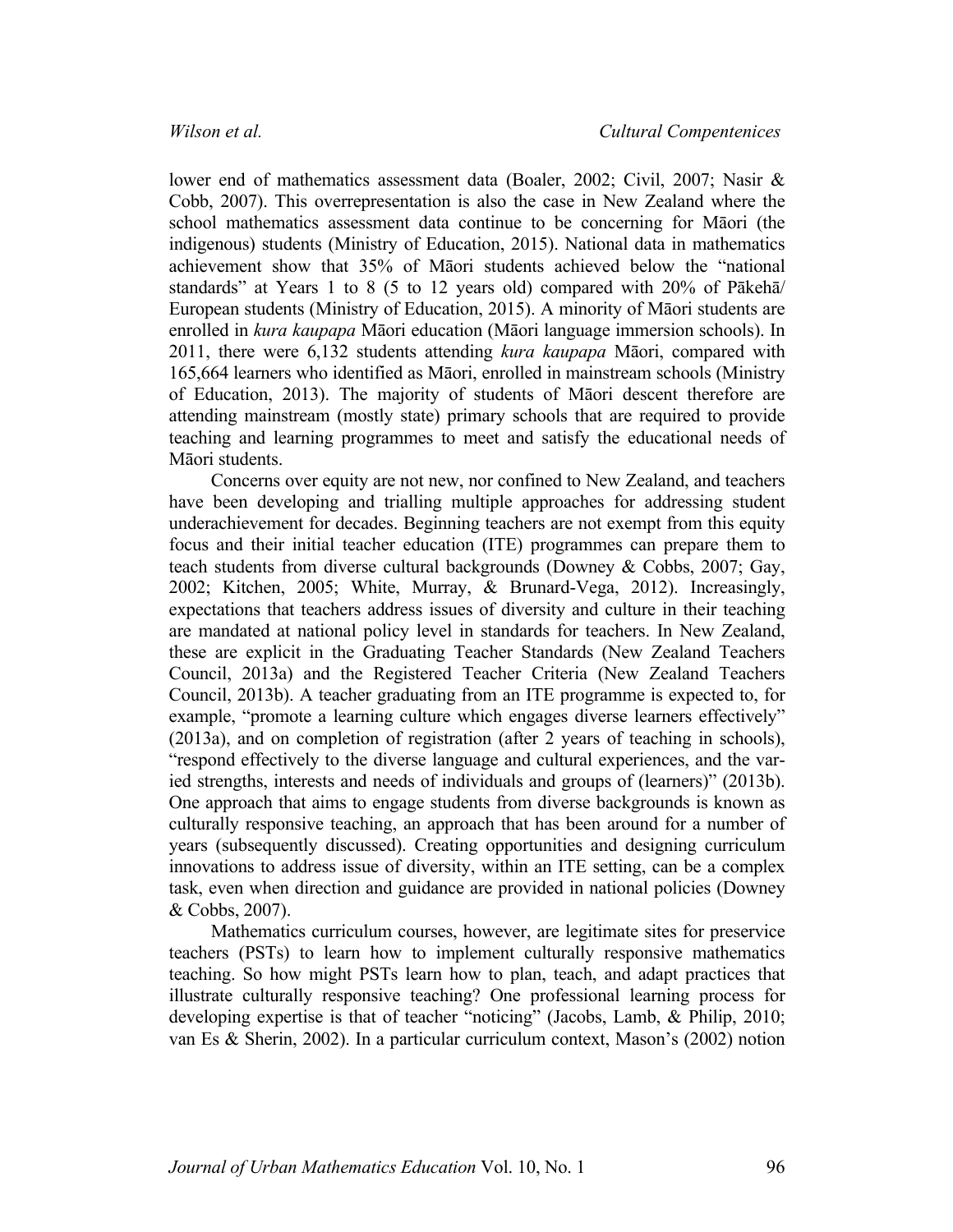lower end of mathematics assessment data (Boaler, 2002; Civil, 2007; Nasir & Cobb, 2007). This overrepresentation is also the case in New Zealand where the school mathematics assessment data continue to be concerning for Māori (the indigenous) students (Ministry of Education, 2015). National data in mathematics achievement show that 35% of Māori students achieved below the "national standards" at Years 1 to 8 (5 to 12 years old) compared with 20% of Pākehā/ European students (Ministry of Education, 2015). A minority of Māori students are enrolled in *kura kaupapa* Māori education (Māori language immersion schools). In 2011, there were 6,132 students attending *kura kaupapa* Māori, compared with 165,664 learners who identified as Māori, enrolled in mainstream schools (Ministry of Education, 2013). The majority of students of Māori descent therefore are attending mainstream (mostly state) primary schools that are required to provide teaching and learning programmes to meet and satisfy the educational needs of Māori students.

Concerns over equity are not new, nor confined to New Zealand, and teachers have been developing and trialling multiple approaches for addressing student underachievement for decades. Beginning teachers are not exempt from this equity focus and their initial teacher education (ITE) programmes can prepare them to teach students from diverse cultural backgrounds (Downey & Cobbs, 2007; Gay, 2002; Kitchen, 2005; White, Murray, & Brunard-Vega, 2012). Increasingly, expectations that teachers address issues of diversity and culture in their teaching are mandated at national policy level in standards for teachers. In New Zealand, these are explicit in the Graduating Teacher Standards (New Zealand Teachers Council, 2013a) and the Registered Teacher Criteria (New Zealand Teachers Council, 2013b). A teacher graduating from an ITE programme is expected to, for example, "promote a learning culture which engages diverse learners effectively" (2013a), and on completion of registration (after 2 years of teaching in schools), "respond effectively to the diverse language and cultural experiences, and the varied strengths, interests and needs of individuals and groups of (learners)" (2013b). One approach that aims to engage students from diverse backgrounds is known as culturally responsive teaching, an approach that has been around for a number of years (subsequently discussed). Creating opportunities and designing curriculum innovations to address issue of diversity, within an ITE setting, can be a complex task, even when direction and guidance are provided in national policies (Downey & Cobbs, 2007).

Mathematics curriculum courses, however, are legitimate sites for preservice teachers (PSTs) to learn how to implement culturally responsive mathematics teaching. So how might PSTs learn how to plan, teach, and adapt practices that illustrate culturally responsive teaching? One professional learning process for developing expertise is that of teacher "noticing" (Jacobs, Lamb, & Philip, 2010; van Es & Sherin, 2002). In a particular curriculum context, Mason's (2002) notion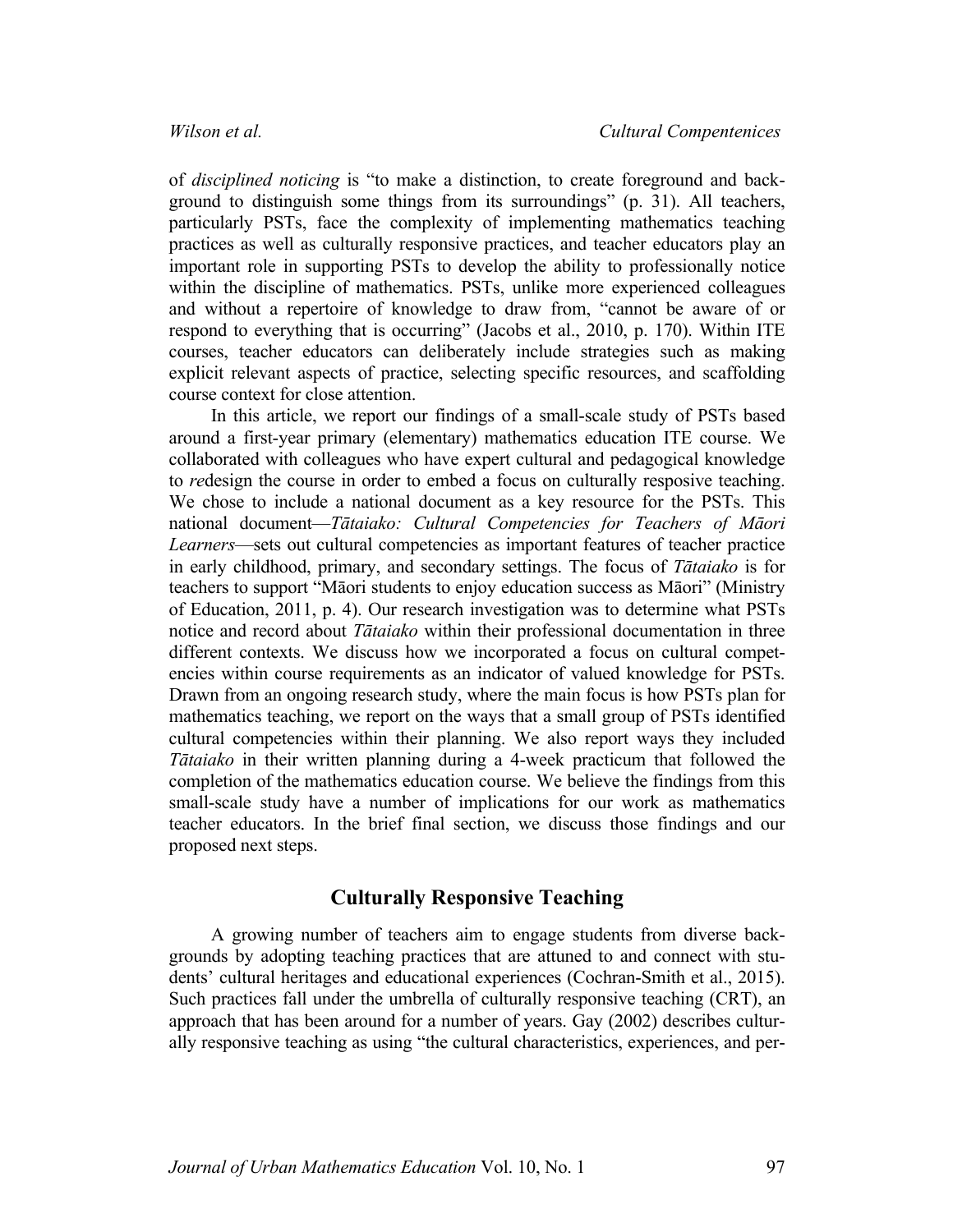of *disciplined noticing* is "to make a distinction, to create foreground and background to distinguish some things from its surroundings" (p. 31). All teachers, particularly PSTs, face the complexity of implementing mathematics teaching practices as well as culturally responsive practices, and teacher educators play an important role in supporting PSTs to develop the ability to professionally notice within the discipline of mathematics. PSTs, unlike more experienced colleagues and without a repertoire of knowledge to draw from, "cannot be aware of or respond to everything that is occurring" (Jacobs et al., 2010, p. 170). Within ITE courses, teacher educators can deliberately include strategies such as making explicit relevant aspects of practice, selecting specific resources, and scaffolding course context for close attention.

In this article, we report our findings of a small-scale study of PSTs based around a first-year primary (elementary) mathematics education ITE course. We collaborated with colleagues who have expert cultural and pedagogical knowledge to *re*design the course in order to embed a focus on culturally resposive teaching. We chose to include a national document as a key resource for the PSTs. This national document—*Tātaiako: Cultural Competencies for Teachers of Māori Learners*—sets out cultural competencies as important features of teacher practice in early childhood, primary, and secondary settings. The focus of *Tātaiako* is for teachers to support "Māori students to enjoy education success as Māori" (Ministry of Education, 2011, p. 4). Our research investigation was to determine what PSTs notice and record about *Tātaiako* within their professional documentation in three different contexts. We discuss how we incorporated a focus on cultural competencies within course requirements as an indicator of valued knowledge for PSTs. Drawn from an ongoing research study, where the main focus is how PSTs plan for mathematics teaching, we report on the ways that a small group of PSTs identified cultural competencies within their planning. We also report ways they included *Tātaiako* in their written planning during a 4-week practicum that followed the completion of the mathematics education course. We believe the findings from this small-scale study have a number of implications for our work as mathematics teacher educators. In the brief final section, we discuss those findings and our proposed next steps.

## Culturally Responsive Teaching

A growing number of teachers aim to engage students from diverse backgrounds by adopting teaching practices that are attuned to and connect with students' cultural heritages and educational experiences (Cochran-Smith et al., 2015). Such practices fall under the umbrella of culturally responsive teaching (CRT), an approach that has been around for a number of years. Gay (2002) describes culturally responsive teaching as using "the cultural characteristics, experiences, and per-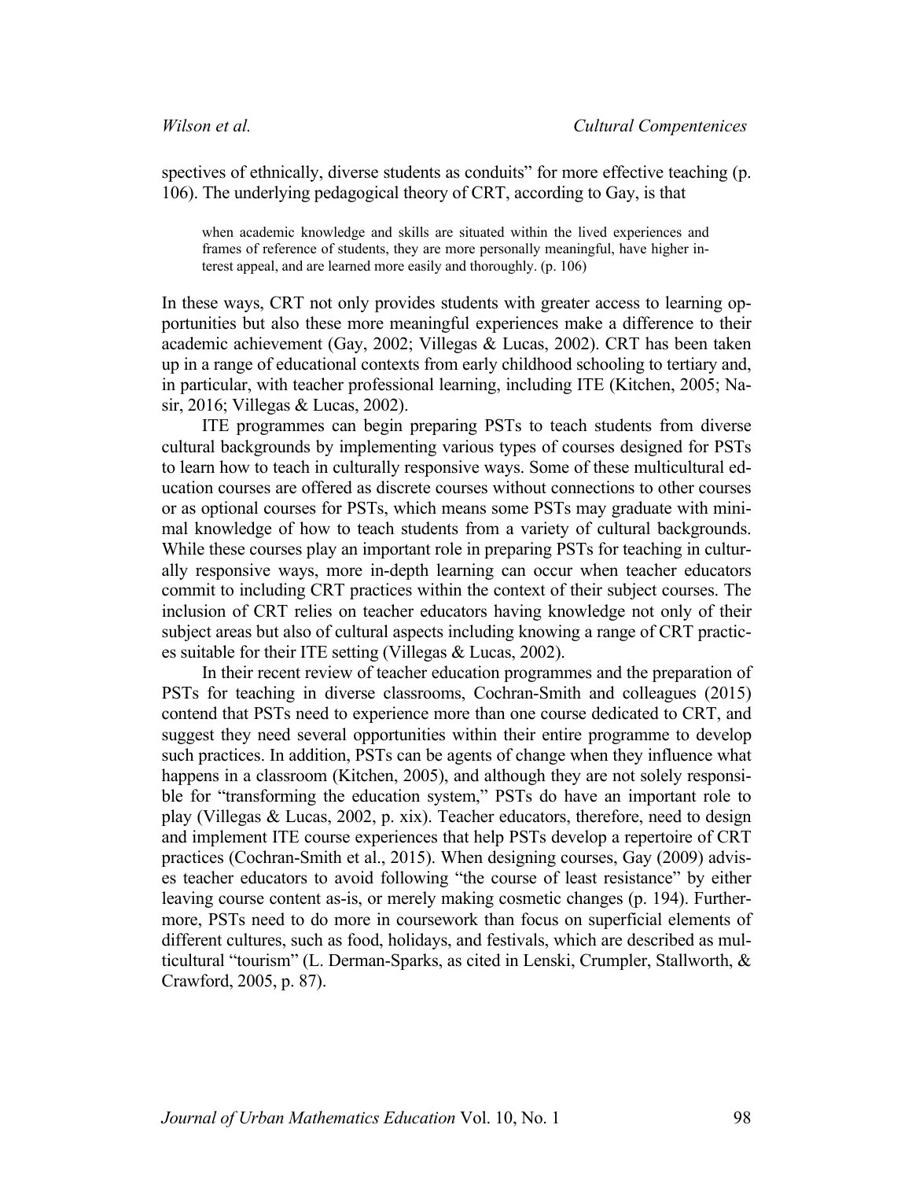spectives of ethnically, diverse students as conduits" for more effective teaching (p. 106). The underlying pedagogical theory of CRT, according to Gay, is that

> when academic knowledge and skills are situated within the lived experiences and frames of reference of students, they are more personally meaningful, have higher interest appeal, and are learned more easily and thoroughly. (p. 106)

In these ways, CRT not only provides students with greater access to learning opportunities but also these more meaningful experiences make a difference to their academic achievement (Gay, 2002; Villegas & Lucas, 2002). CRT has been taken up in a range of educational contexts from early childhood schooling to tertiary and, in particular, with teacher professional learning, including ITE (Kitchen, 2005; Nasir, 2016; Villegas & Lucas, 2002).

ITE programmes can begin preparing PSTs to teach students from diverse cultural backgrounds by implementing various types of courses designed for PSTs to learn how to teach in culturally responsive ways. Some of these multicultural education courses are offered as discrete courses without connections to other courses or as optional courses for PSTs, which means some PSTs may graduate with minimal knowledge of how to teach students from a variety of cultural backgrounds. While these courses play an important role in preparing PSTs for teaching in culturally responsive ways, more in-depth learning can occur when teacher educators commit to including CRT practices within the context of their subject courses. The inclusion of CRT relies on teacher educators having knowledge not only of their subject areas but also of cultural aspects including knowing a range of CRT practices suitable for their ITE setting (Villegas & Lucas, 2002).

In their recent review of teacher education programmes and the preparation of PSTs for teaching in diverse classrooms, Cochran-Smith and colleagues (2015) contend that PSTs need to experience more than one course dedicated to CRT, and suggest they need several opportunities within their entire programme to develop such practices. In addition, PSTs can be agents of change when they influence what happens in a classroom (Kitchen, 2005), and although they are not solely responsible for "transforming the education system," PSTs do have an important role to play (Villegas & Lucas, 2002, p. xix). Teacher educators, therefore, need to design and implement ITE course experiences that help PSTs develop a repertoire of CRT practices (Cochran-Smith et al., 2015). When designing courses, Gay (2009) advises teacher educators to avoid following "the course of least resistance" by either leaving course content as-is, or merely making cosmetic changes (p. 194). Furthermore, PSTs need to do more in coursework than focus on superficial elements of different cultures, such as food, holidays, and festivals, which are described as multicultural "tourism" (L. Derman-Sparks, as cited in Lenski, Crumpler, Stallworth, & Crawford, 2005, p. 87).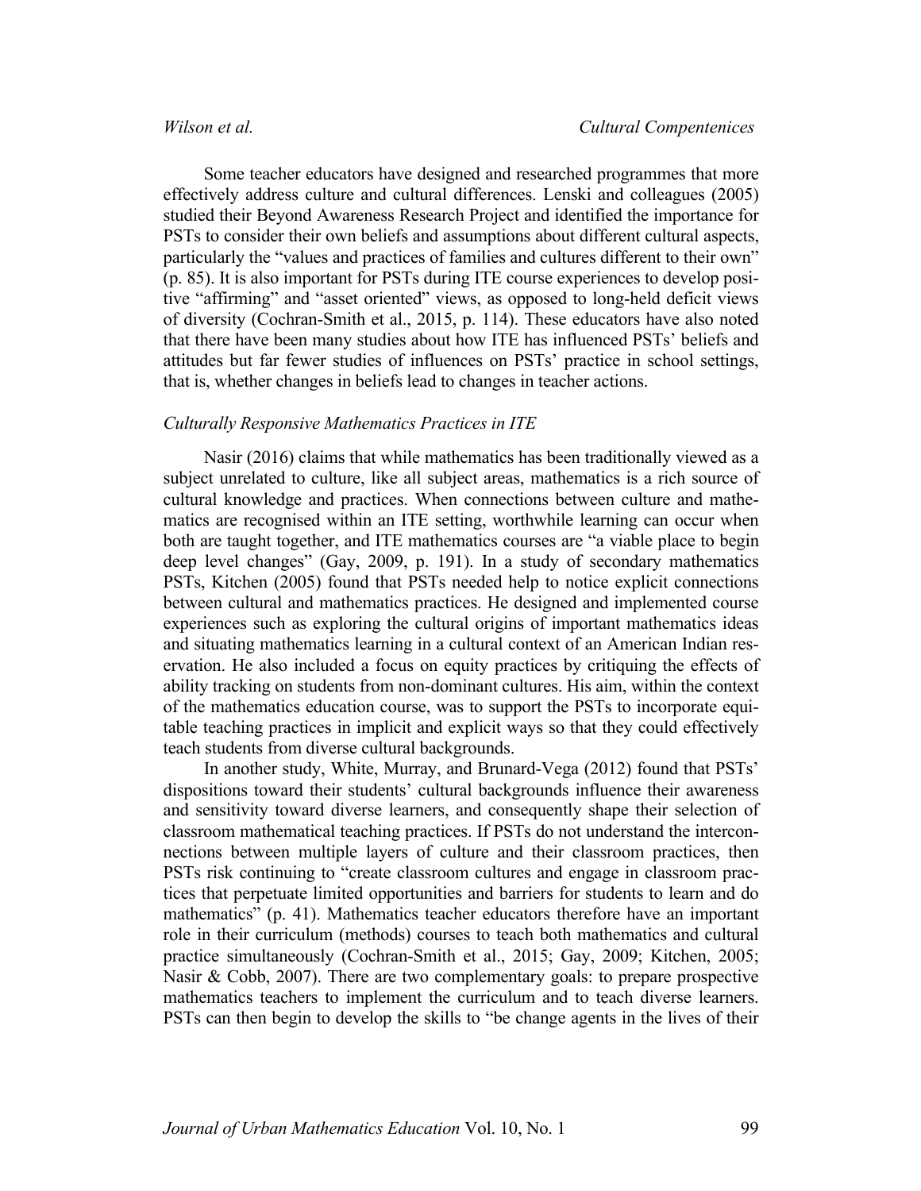Some teacher educators have designed and researched programmes that more effectively address culture and cultural differences. Lenski and colleagues (2005) studied their Beyond Awareness Research Project and identified the importance for PSTs to consider their own beliefs and assumptions about different cultural aspects, particularly the "values and practices of families and cultures different to their own" (p. 85). It is also important for PSTs during ITE course experiences to develop positive "affirming" and "asset oriented" views, as opposed to long-held deficit views of diversity (Cochran-Smith et al., 2015, p. 114). These educators have also noted that there have been many studies about how ITE has influenced PSTs' beliefs and attitudes but far fewer studies of influences on PSTs' practice in school settings, that is, whether changes in beliefs lead to changes in teacher actions.

### *Culturally Responsive Mathematics Practices in ITE*

Nasir (2016) claims that while mathematics has been traditionally viewed as a subject unrelated to culture, like all subject areas, mathematics is a rich source of cultural knowledge and practices. When connections between culture and mathematics are recognised within an ITE setting, worthwhile learning can occur when both are taught together, and ITE mathematics courses are "a viable place to begin deep level changes" (Gay, 2009, p. 191). In a study of secondary mathematics PSTs, Kitchen (2005) found that PSTs needed help to notice explicit connections between cultural and mathematics practices. He designed and implemented course experiences such as exploring the cultural origins of important mathematics ideas and situating mathematics learning in a cultural context of an American Indian reservation. He also included a focus on equity practices by critiquing the effects of ability tracking on students from non-dominant cultures. His aim, within the context of the mathematics education course, was to support the PSTs to incorporate equitable teaching practices in implicit and explicit ways so that they could effectively teach students from diverse cultural backgrounds.

In another study, White, Murray, and Brunard-Vega (2012) found that PSTs' dispositions toward their students' cultural backgrounds influence their awareness and sensitivity toward diverse learners, and consequently shape their selection of classroom mathematical teaching practices. If PSTs do not understand the interconnections between multiple layers of culture and their classroom practices, then PSTs risk continuing to "create classroom cultures and engage in classroom practices that perpetuate limited opportunities and barriers for students to learn and do mathematics" (p. 41). Mathematics teacher educators therefore have an important role in their curriculum (methods) courses to teach both mathematics and cultural practice simultaneously (Cochran-Smith et al., 2015; Gay, 2009; Kitchen, 2005; Nasir & Cobb, 2007). There are two complementary goals: to prepare prospective mathematics teachers to implement the curriculum and to teach diverse learners. PSTs can then begin to develop the skills to "be change agents in the lives of their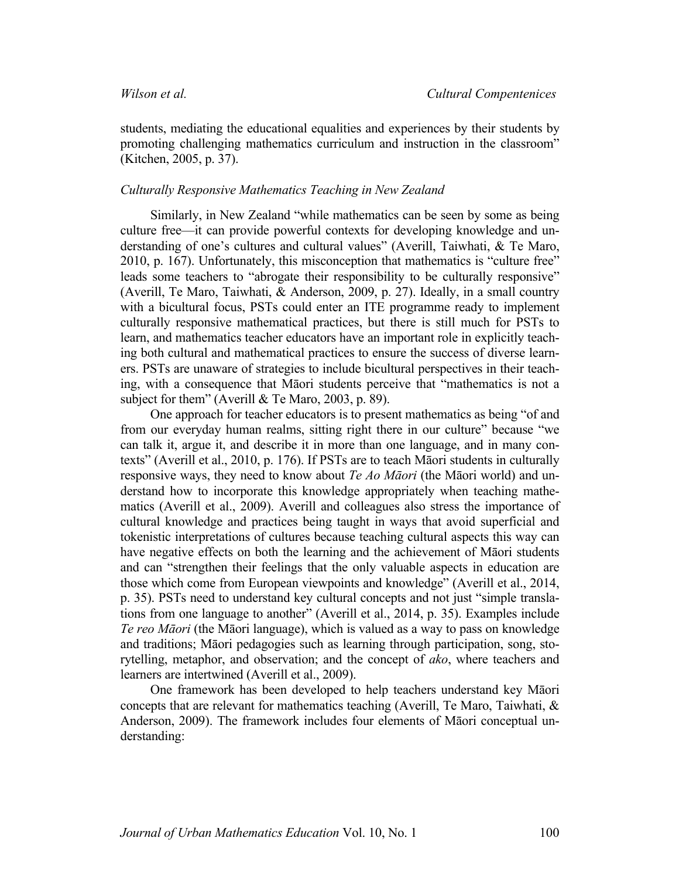students, mediating the educational equalities and experiences by their students by promoting challenging mathematics curriculum and instruction in the classroom" (Kitchen, 2005, p. 37).

### *Culturally Responsive Mathematics Teaching in New Zealand*

Similarly, in New Zealand "while mathematics can be seen by some as being culture free—it can provide powerful contexts for developing knowledge and understanding of one's cultures and cultural values" (Averill, Taiwhati, & Te Maro, 2010, p. 167). Unfortunately, this misconception that mathematics is "culture free" leads some teachers to "abrogate their responsibility to be culturally responsive" (Averill, Te Maro, Taiwhati, & Anderson, 2009, p. 27). Ideally, in a small country with a bicultural focus, PSTs could enter an ITE programme ready to implement culturally responsive mathematical practices, but there is still much for PSTs to learn, and mathematics teacher educators have an important role in explicitly teaching both cultural and mathematical practices to ensure the success of diverse learners. PSTs are unaware of strategies to include bicultural perspectives in their teaching, with a consequence that Māori students perceive that "mathematics is not a subject for them" (Averill & Te Maro, 2003, p. 89).

One approach for teacher educators is to present mathematics as being "of and from our everyday human realms, sitting right there in our culture" because "we can talk it, argue it, and describe it in more than one language, and in many contexts" (Averill et al., 2010, p. 176). If PSTs are to teach Māori students in culturally responsive ways, they need to know about *Te Ao Māori* (the Māori world) and understand how to incorporate this knowledge appropriately when teaching mathematics (Averill et al., 2009). Averill and colleagues also stress the importance of cultural knowledge and practices being taught in ways that avoid superficial and tokenistic interpretations of cultures because teaching cultural aspects this way can have negative effects on both the learning and the achievement of Māori students and can "strengthen their feelings that the only valuable aspects in education are those which come from European viewpoints and knowledge" (Averill et al., 2014, p. 35). PSTs need to understand key cultural concepts and not just "simple translations from one language to another" (Averill et al., 2014, p. 35). Examples include *Te reo Māori* (the Māori language), which is valued as a way to pass on knowledge and traditions; Māori pedagogies such as learning through participation, song, storytelling, metaphor, and observation; and the concept of *ako*, where teachers and learners are intertwined (Averill et al., 2009).

One framework has been developed to help teachers understand key Māori concepts that are relevant for mathematics teaching (Averill, Te Maro, Taiwhati, & Anderson, 2009). The framework includes four elements of Māori conceptual understanding: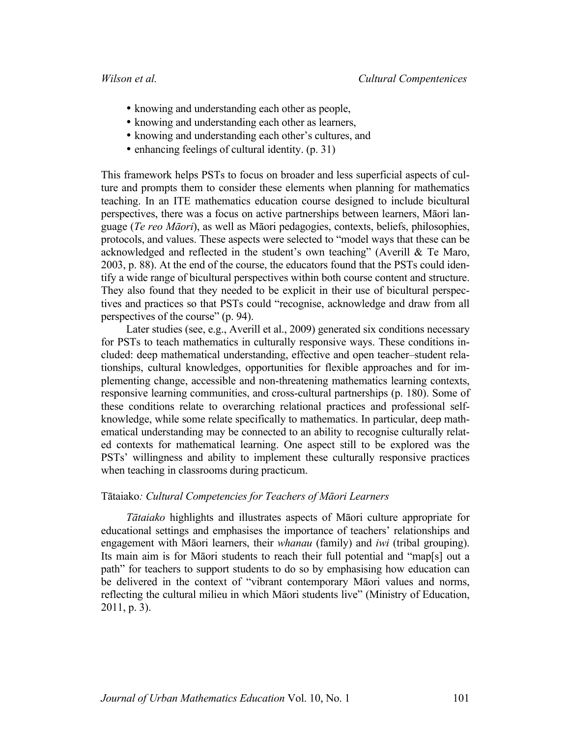- knowing and understanding each other as people,
- knowing and understanding each other as learners,
- knowing and understanding each other's cultures, and
- enhancing feelings of cultural identity. (p. 31)

This framework helps PSTs to focus on broader and less superficial aspects of culture and prompts them to consider these elements when planning for mathematics teaching. In an ITE mathematics education course designed to include bicultural perspectives, there was a focus on active partnerships between learners, Māori language (*Te reo Māori*), as well as Māori pedagogies, contexts, beliefs, philosophies, protocols, and values. These aspects were selected to "model ways that these can be acknowledged and reflected in the student's own teaching" (Averill & Te Maro, 2003, p. 88). At the end of the course, the educators found that the PSTs could identify a wide range of bicultural perspectives within both course content and structure. They also found that they needed to be explicit in their use of bicultural perspectives and practices so that PSTs could "recognise, acknowledge and draw from all perspectives of the course" (p. 94).

Later studies (see, e.g., Averill et al., 2009) generated six conditions necessary for PSTs to teach mathematics in culturally responsive ways. These conditions included: deep mathematical understanding, effective and open teacher–student relationships, cultural knowledges, opportunities for flexible approaches and for implementing change, accessible and non-threatening mathematics learning contexts, responsive learning communities, and cross-cultural partnerships (p. 180). Some of these conditions relate to overarching relational practices and professional self-knowledge, while some relate specifically to mathematics. In particular, deep mathematical understanding may be connected to an ability to recognise culturally related contexts for mathematical learning. One aspect still to be explored was the PSTs' willingness and ability to implement these culturally responsive practices when teaching in classrooms during practicum.

### Tātaiako*: Cultural Competencies for Teachers of Māori Learners*

*Tātaiako* highlights and illustrates aspects of Māori culture appropriate for educational settings and emphasises the importance of teachers' relationships and engagement with Māori learners, their *whanau* (family) and *iwi* (tribal grouping). Its main aim is for Māori students to reach their full potential and "map[s] out a path" for teachers to support students to do so by emphasising how education can be delivered in the context of "vibrant contemporary Māori values and norms, reflecting the cultural milieu in which Māori students live" (Ministry of Education, 2011, p. 3).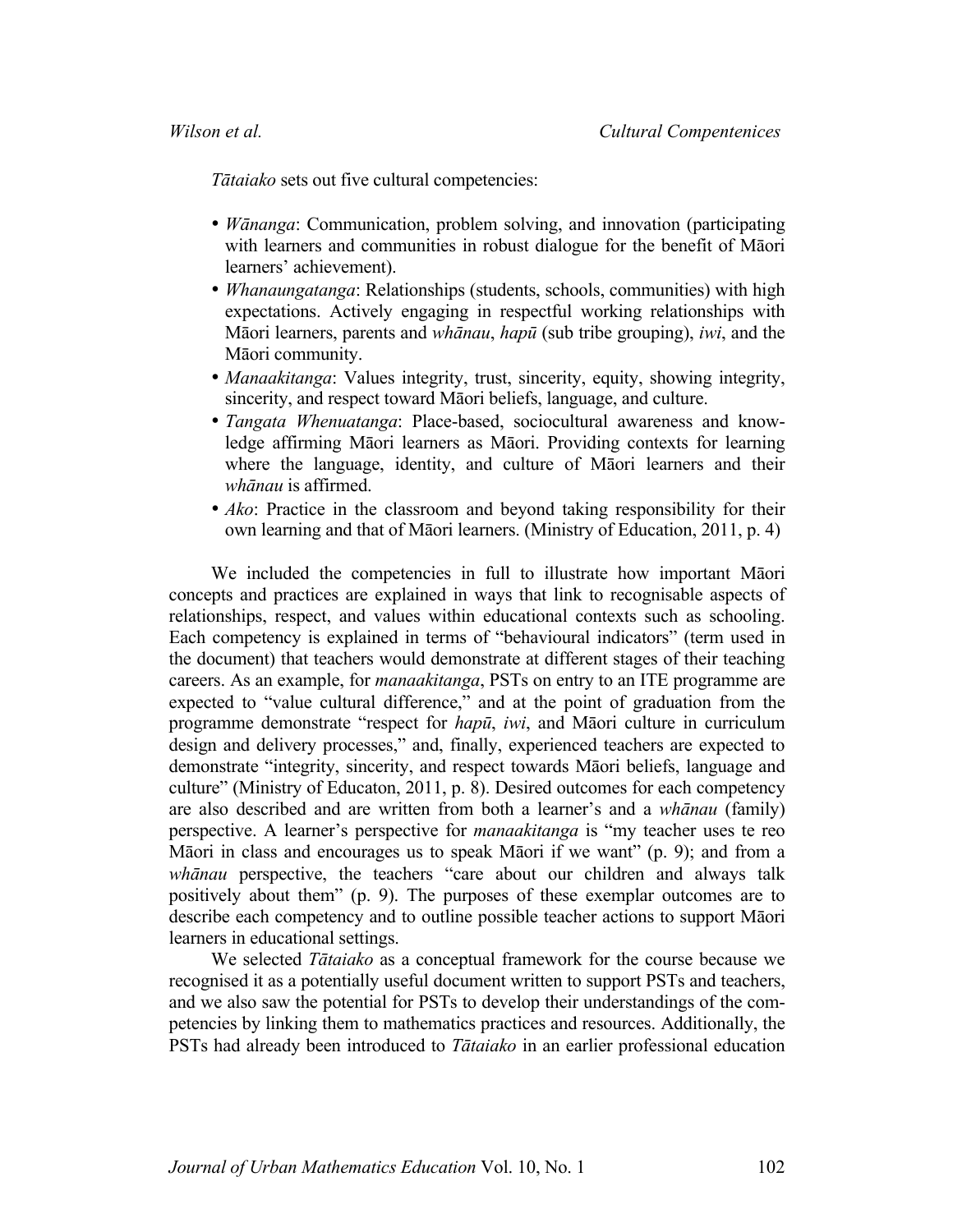*Tātaiako* sets out five cultural competencies:

- *Wānanga*: Communication, problem solving, and innovation (participating with learners and communities in robust dialogue for the benefit of Māori learners' achievement).
- *Whanaungatanga*: Relationships (students, schools, communities) with high expectations. Actively engaging in respectful working relationships with Māori learners, parents and *whānau*, *hapū* (sub tribe grouping), *iwi*, and the Māori community.
- *Manaakitanga*: Values integrity, trust, sincerity, equity, showing integrity, sincerity, and respect toward Māori beliefs, language, and culture.
- *Tangata Whenuatanga*: Place-based, sociocultural awareness and knowledge affirming Māori learners as Māori. Providing contexts for learning where the language, identity, and culture of Māori learners and their *whānau* is affirmed.
- *Ako*: Practice in the classroom and beyond taking responsibility for their own learning and that of Māori learners. (Ministry of Education, 2011, p. 4)

We included the competencies in full to illustrate how important Māori concepts and practices are explained in ways that link to recognisable aspects of relationships, respect, and values within educational contexts such as schooling. Each competency is explained in terms of "behavioural indicators" (term used in the document) that teachers would demonstrate at different stages of their teaching careers. As an example, for *manaakitanga*, PSTs on entry to an ITE programme are expected to "value cultural difference," and at the point of graduation from the programme demonstrate "respect for *hapū*, *iwi*, and Māori culture in curriculum design and delivery processes," and, finally, experienced teachers are expected to demonstrate "integrity, sincerity, and respect towards Māori beliefs, language and culture" (Ministry of Educaton, 2011, p. 8). Desired outcomes for each competency are also described and are written from both a learner's and a *whānau* (family) perspective. A learner's perspective for *manaakitanga* is "my teacher uses te reo Māori in class and encourages us to speak Māori if we want" (p. 9); and from a *whānau* perspective, the teachers "care about our children and always talk positively about them" (p. 9). The purposes of these exemplar outcomes are to describe each competency and to outline possible teacher actions to support Māori learners in educational settings.

We selected *Tātaiako* as a conceptual framework for the course because we recognised it as a potentially useful document written to support PSTs and teachers, and we also saw the potential for PSTs to develop their understandings of the competencies by linking them to mathematics practices and resources. Additionally, the PSTs had already been introduced to *Tātaiako* in an earlier professional education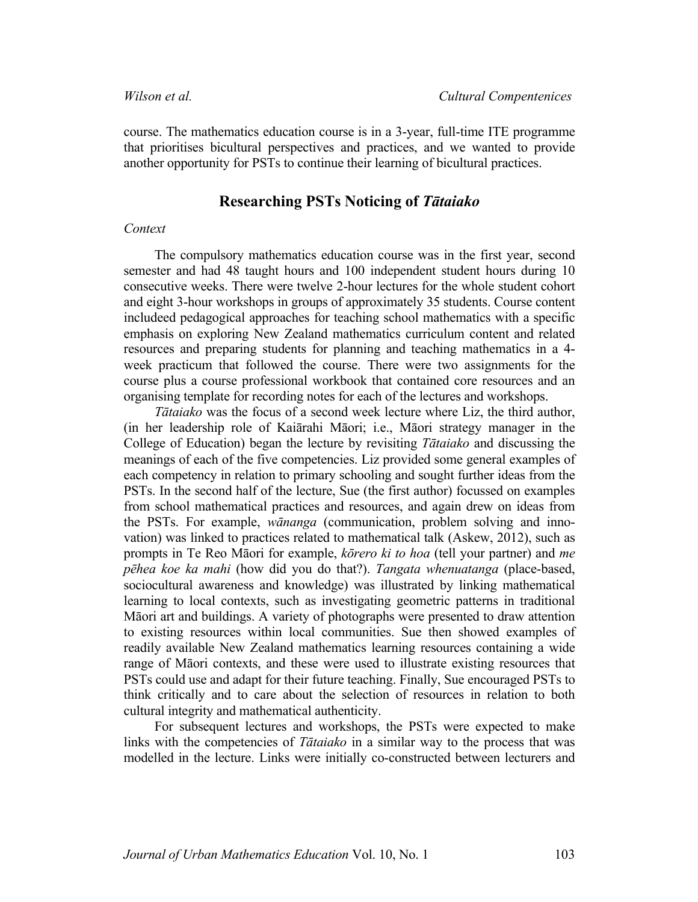course. The mathematics education course is in a 3-year, full-time ITE programme that prioritises bicultural perspectives and practices, and we wanted to provide another opportunity for PSTs to continue their learning of bicultural practices.

## Researching PSTs Noticing of *Tātaiako*

### *Context*

The compulsory mathematics education course was in the first year, second semester and had 48 taught hours and 100 independent student hours during 10 consecutive weeks. There were twelve 2-hour lectures for the whole student cohort and eight 3-hour workshops in groups of approximately 35 students. Course content includeed pedagogical approaches for teaching school mathematics with a specific emphasis on exploring New Zealand mathematics curriculum content and related resources and preparing students for planning and teaching mathematics in a 4-week practicum that followed the course. There were two assignments for the course plus a course professional workbook that contained core resources and an organising template for recording notes for each of the lectures and workshops.

*Tātaiako* was the focus of a second week lecture where Liz, the third author, (in her leadership role of Kaiārahi Māori; i.e., Māori strategy manager in the College of Education) began the lecture by revisiting *Tātaiako* and discussing the meanings of each of the five competencies. Liz provided some general examples of each competency in relation to primary schooling and sought further ideas from the PSTs. In the second half of the lecture, Sue (the first author) focussed on examples from school mathematical practices and resources, and again drew on ideas from the PSTs. For example, *wānanga* (communication, problem solving and innovation) was linked to practices related to mathematical talk (Askew, 2012), such as prompts in Te Reo Māori for example, *kōrero ki to hoa* (tell your partner) and *me pēhea koe ka mahi* (how did you do that?). *Tangata whenuatanga* (place-based, sociocultural awareness and knowledge) was illustrated by linking mathematical learning to local contexts, such as investigating geometric patterns in traditional Māori art and buildings. A variety of photographs were presented to draw attention to existing resources within local communities. Sue then showed examples of readily available New Zealand mathematics learning resources containing a wide range of Māori contexts, and these were used to illustrate existing resources that PSTs could use and adapt for their future teaching. Finally, Sue encouraged PSTs to think critically and to care about the selection of resources in relation to both cultural integrity and mathematical authenticity.

For subsequent lectures and workshops, the PSTs were expected to make links with the competencies of *Tātaiako* in a similar way to the process that was modelled in the lecture. Links were initially co-constructed between lecturers and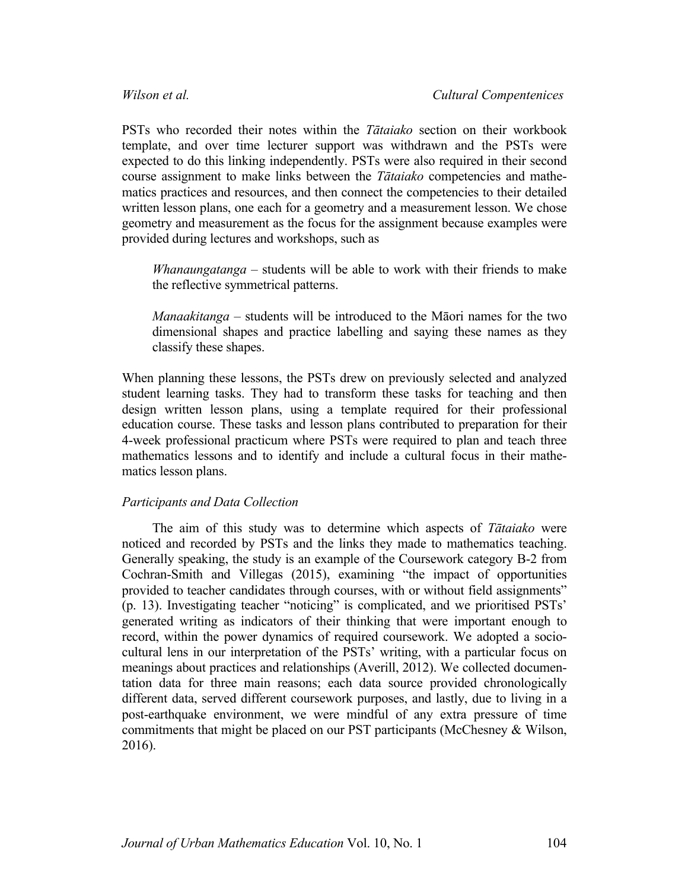PSTs who recorded their notes within the *Tātaiako* section on their workbook template, and over time lecturer support was withdrawn and the PSTs were expected to do this linking independently. PSTs were also required in their second course assignment to make links between the *Tātaiako* competencies and mathematics practices and resources, and then connect the competencies to their detailed written lesson plans, one each for a geometry and a measurement lesson. We chose geometry and measurement as the focus for the assignment because examples were provided during lectures and workshops, such as

> *Whanaungatanga* – students will be able to work with their friends to make the reflective symmetrical patterns.
>
> *Manaakitanga* – students will be introduced to the Māori names for the two dimensional shapes and practice labelling and saying these names as they classify these shapes.

When planning these lessons, the PSTs drew on previously selected and analyzed student learning tasks. They had to transform these tasks for teaching and then design written lesson plans, using a template required for their professional education course. These tasks and lesson plans contributed to preparation for their 4-week professional practicum where PSTs were required to plan and teach three mathematics lessons and to identify and include a cultural focus in their mathematics lesson plans.

### *Participants and Data Collection*

The aim of this study was to determine which aspects of *Tātaiako* were noticed and recorded by PSTs and the links they made to mathematics teaching. Generally speaking, the study is an example of the Coursework category B-2 from Cochran-Smith and Villegas (2015), examining "the impact of opportunities provided to teacher candidates through courses, with or without field assignments" (p. 13). Investigating teacher "noticing" is complicated, and we prioritised PSTs' generated writing as indicators of their thinking that were important enough to record, within the power dynamics of required coursework. We adopted a sociocultural lens in our interpretation of the PSTs' writing, with a particular focus on meanings about practices and relationships (Averill, 2012). We collected documentation data for three main reasons; each data source provided chronologically different data, served different coursework purposes, and lastly, due to living in a post-earthquake environment, we were mindful of any extra pressure of time commitments that might be placed on our PST participants (McChesney & Wilson, 2016).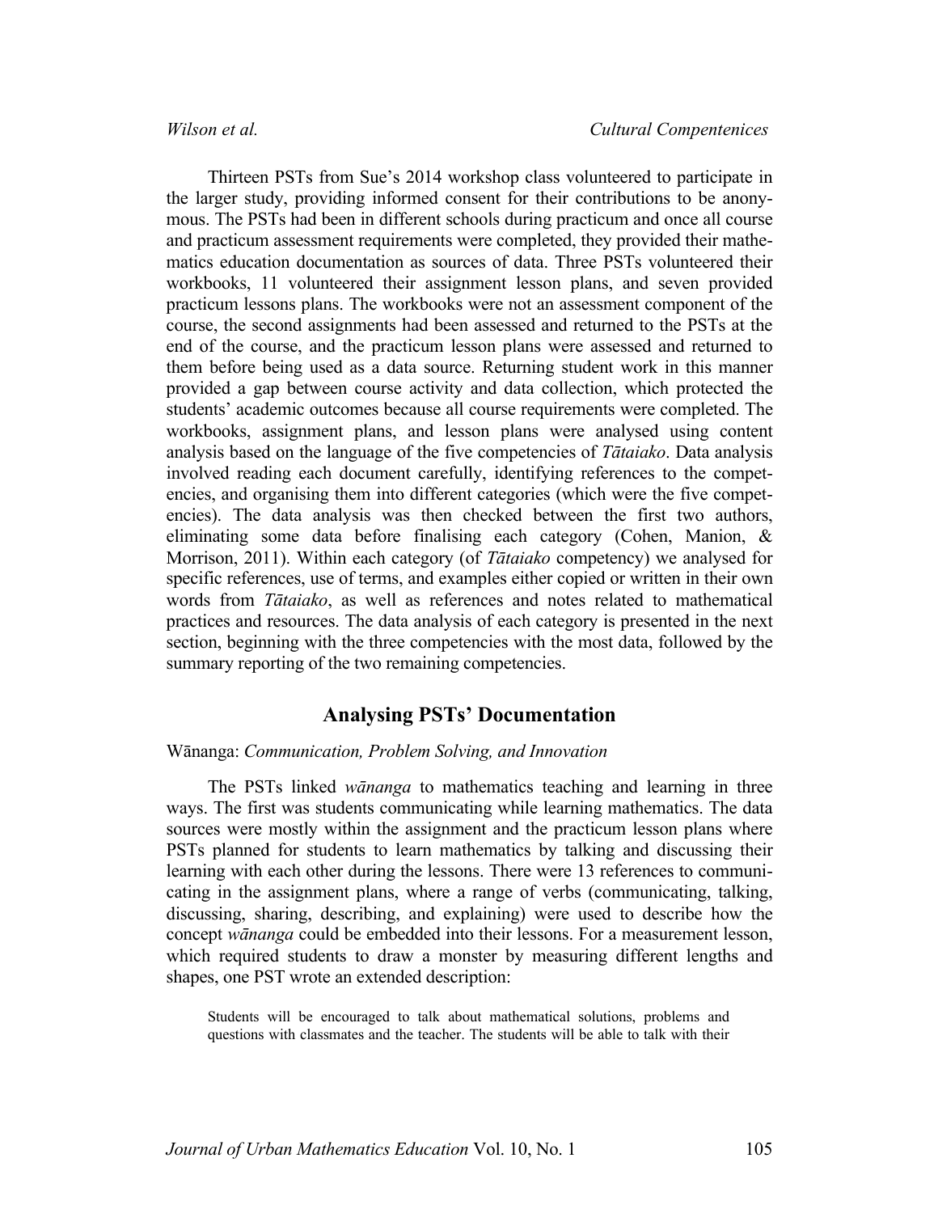Thirteen PSTs from Sue's 2014 workshop class volunteered to participate in the larger study, providing informed consent for their contributions to be anonymous. The PSTs had been in different schools during practicum and once all course and practicum assessment requirements were completed, they provided their mathematics education documentation as sources of data. Three PSTs volunteered their workbooks, 11 volunteered their assignment lesson plans, and seven provided practicum lessons plans. The workbooks were not an assessment component of the course, the second assignments had been assessed and returned to the PSTs at the end of the course, and the practicum lesson plans were assessed and returned to them before being used as a data source. Returning student work in this manner provided a gap between course activity and data collection, which protected the students' academic outcomes because all course requirements were completed. The workbooks, assignment plans, and lesson plans were analysed using content analysis based on the language of the five competencies of *Tātaiako*. Data analysis involved reading each document carefully, identifying references to the competencies, and organising them into different categories (which were the five competencies). The data analysis was then checked between the first two authors, eliminating some data before finalising each category (Cohen, Manion, & Morrison, 2011). Within each category (of *Tātaiako* competency) we analysed for specific references, use of terms, and examples either copied or written in their own words from *Tātaiako*, as well as references and notes related to mathematical practices and resources. The data analysis of each category is presented in the next section, beginning with the three competencies with the most data, followed by the summary reporting of the two remaining competencies.

## Analysing PSTs' Documentation

### Wānanga: *Communication, Problem Solving, and Innovation*

The PSTs linked *wānanga* to mathematics teaching and learning in three ways. The first was students communicating while learning mathematics. The data sources were mostly within the assignment and the practicum lesson plans where PSTs planned for students to learn mathematics by talking and discussing their learning with each other during the lessons. There were 13 references to communicating in the assignment plans, where a range of verbs (communicating, talking, discussing, sharing, describing, and explaining) were used to describe how the concept *wānanga* could be embedded into their lessons. For a measurement lesson, which required students to draw a monster by measuring different lengths and shapes, one PST wrote an extended description:

> Students will be encouraged to talk about mathematical solutions, problems and questions with classmates and the teacher. The students will be able to talk with their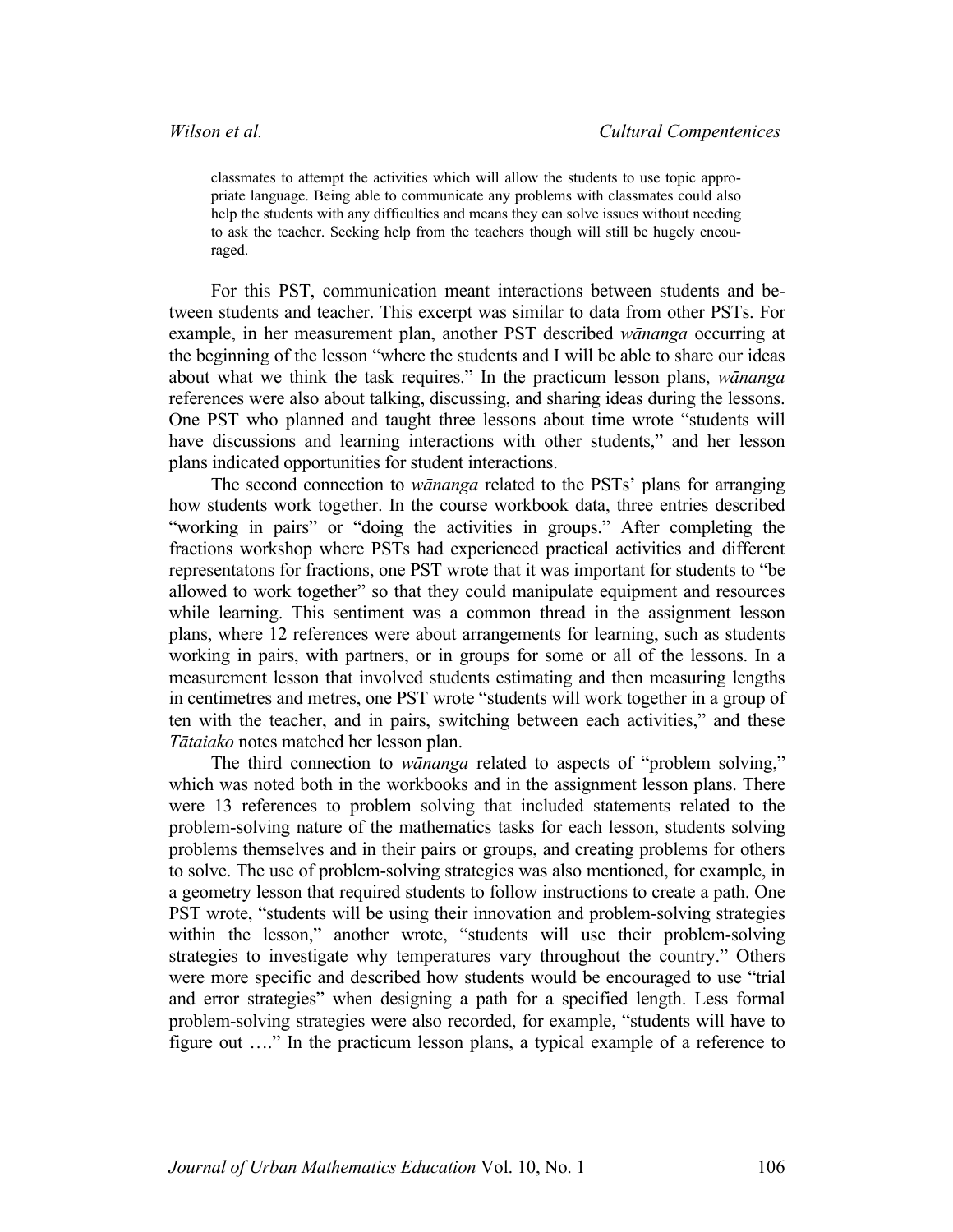> classmates to attempt the activities which will allow the students to use topic appropriate language. Being able to communicate any problems with classmates could also help the students with any difficulties and means they can solve issues without needing to ask the teacher. Seeking help from the teachers though will still be hugely encouraged.

For this PST, communication meant interactions between students and between students and teacher. This excerpt was similar to data from other PSTs. For example, in her measurement plan, another PST described *wānanga* occurring at the beginning of the lesson "where the students and I will be able to share our ideas about what we think the task requires." In the practicum lesson plans, *wānanga* references were also about talking, discussing, and sharing ideas during the lessons. One PST who planned and taught three lessons about time wrote "students will have discussions and learning interactions with other students," and her lesson plans indicated opportunities for student interactions.

The second connection to *wānanga* related to the PSTs' plans for arranging how students work together. In the course workbook data, three entries described "working in pairs" or "doing the activities in groups." After completing the fractions workshop where PSTs had experienced practical activities and different representatons for fractions, one PST wrote that it was important for students to "be allowed to work together" so that they could manipulate equipment and resources while learning. This sentiment was a common thread in the assignment lesson plans, where 12 references were about arrangements for learning, such as students working in pairs, with partners, or in groups for some or all of the lessons. In a measurement lesson that involved students estimating and then measuring lengths in centimetres and metres, one PST wrote "students will work together in a group of ten with the teacher, and in pairs, switching between each activities," and these *Tātaiako* notes matched her lesson plan.

The third connection to *wānanga* related to aspects of "problem solving," which was noted both in the workbooks and in the assignment lesson plans. There were 13 references to problem solving that included statements related to the problem-solving nature of the mathematics tasks for each lesson, students solving problems themselves and in their pairs or groups, and creating problems for others to solve. The use of problem-solving strategies was also mentioned, for example, in a geometry lesson that required students to follow instructions to create a path. One PST wrote, "students will be using their innovation and problem-solving strategies within the lesson," another wrote, "students will use their problem-solving strategies to investigate why temperatures vary throughout the country." Others were more specific and described how students would be encouraged to use "trial and error strategies" when designing a path for a specified length. Less formal problem-solving strategies were also recorded, for example, "students will have to figure out …." In the practicum lesson plans, a typical example of a reference to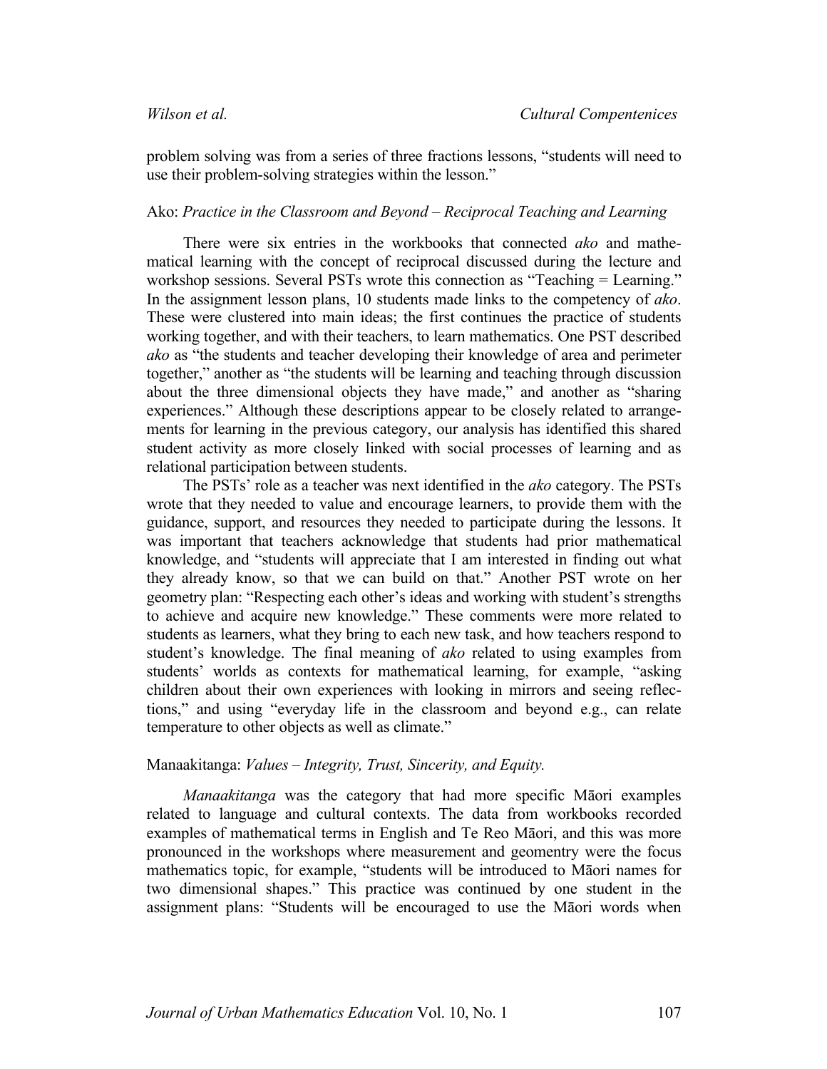problem solving was from a series of three fractions lessons, "students will need to use their problem-solving strategies within the lesson."

### Ako: *Practice in the Classroom and Beyond – Reciprocal Teaching and Learning*

There were six entries in the workbooks that connected *ako* and mathematical learning with the concept of reciprocal discussed during the lecture and workshop sessions. Several PSTs wrote this connection as "Teaching = Learning." In the assignment lesson plans, 10 students made links to the competency of *ako*. These were clustered into main ideas; the first continues the practice of students working together, and with their teachers, to learn mathematics. One PST described *ako* as "the students and teacher developing their knowledge of area and perimeter together," another as "the students will be learning and teaching through discussion about the three dimensional objects they have made," and another as "sharing experiences." Although these descriptions appear to be closely related to arrangements for learning in the previous category, our analysis has identified this shared student activity as more closely linked with social processes of learning and as relational participation between students.

The PSTs' role as a teacher was next identified in the *ako* category. The PSTs wrote that they needed to value and encourage learners, to provide them with the guidance, support, and resources they needed to participate during the lessons. It was important that teachers acknowledge that students had prior mathematical knowledge, and "students will appreciate that I am interested in finding out what they already know, so that we can build on that." Another PST wrote on her geometry plan: "Respecting each other's ideas and working with student's strengths to achieve and acquire new knowledge." These comments were more related to students as learners, what they bring to each new task, and how teachers respond to student's knowledge. The final meaning of *ako* related to using examples from students' worlds as contexts for mathematical learning, for example, "asking children about their own experiences with looking in mirrors and seeing reflections," and using "everyday life in the classroom and beyond e.g., can relate temperature to other objects as well as climate."

### Manaakitanga: *Values – Integrity, Trust, Sincerity, and Equity.*

*Manaakitanga* was the category that had more specific Māori examples related to language and cultural contexts. The data from workbooks recorded examples of mathematical terms in English and Te Reo Māori, and this was more pronounced in the workshops where measurement and geomentry were the focus mathematics topic, for example, "students will be introduced to Māori names for two dimensional shapes." This practice was continued by one student in the assignment plans: "Students will be encouraged to use the Māori words when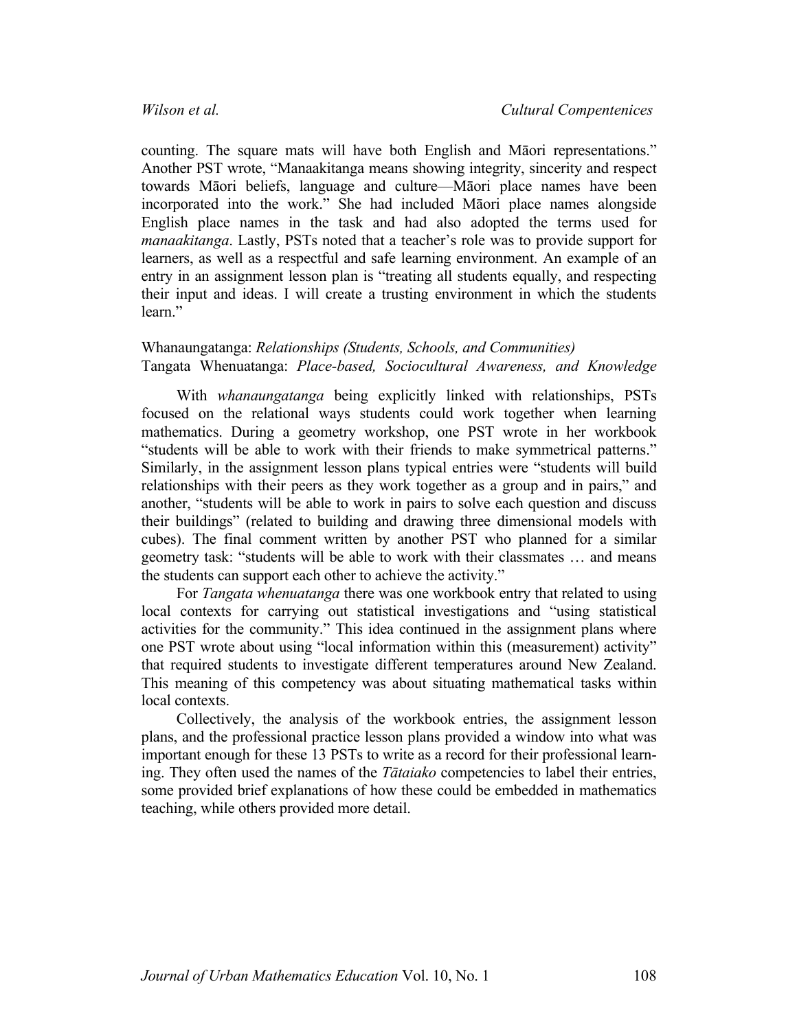counting. The square mats will have both English and Māori representations." Another PST wrote, "Manaakitanga means showing integrity, sincerity and respect towards Māori beliefs, language and culture—Māori place names have been incorporated into the work." She had included Māori place names alongside English place names in the task and had also adopted the terms used for *manaakitanga*. Lastly, PSTs noted that a teacher's role was to provide support for learners, as well as a respectful and safe learning environment. An example of an entry in an assignment lesson plan is "treating all students equally, and respecting their input and ideas. I will create a trusting environment in which the students learn."

### Whanaungatanga: *Relationships (Students, Schools, and Communities)*
### Tangata Whenuatanga: *Place-based, Sociocultural Awareness, and Knowledge*

With *whanaungatanga* being explicitly linked with relationships, PSTs focused on the relational ways students could work together when learning mathematics. During a geometry workshop, one PST wrote in her workbook "students will be able to work with their friends to make symmetrical patterns." Similarly, in the assignment lesson plans typical entries were "students will build relationships with their peers as they work together as a group and in pairs," and another, "students will be able to work in pairs to solve each question and discuss their buildings" (related to building and drawing three dimensional models with cubes). The final comment written by another PST who planned for a similar geometry task: "students will be able to work with their classmates … and means the students can support each other to achieve the activity."

For *Tangata whenuatanga* there was one workbook entry that related to using local contexts for carrying out statistical investigations and "using statistical activities for the community." This idea continued in the assignment plans where one PST wrote about using "local information within this (measurement) activity" that required students to investigate different temperatures around New Zealand. This meaning of this competency was about situating mathematical tasks within local contexts.

Collectively, the analysis of the workbook entries, the assignment lesson plans, and the professional practice lesson plans provided a window into what was important enough for these 13 PSTs to write as a record for their professional learning. They often used the names of the *Tātaiako* competencies to label their entries, some provided brief explanations of how these could be embedded in mathematics teaching, while others provided more detail.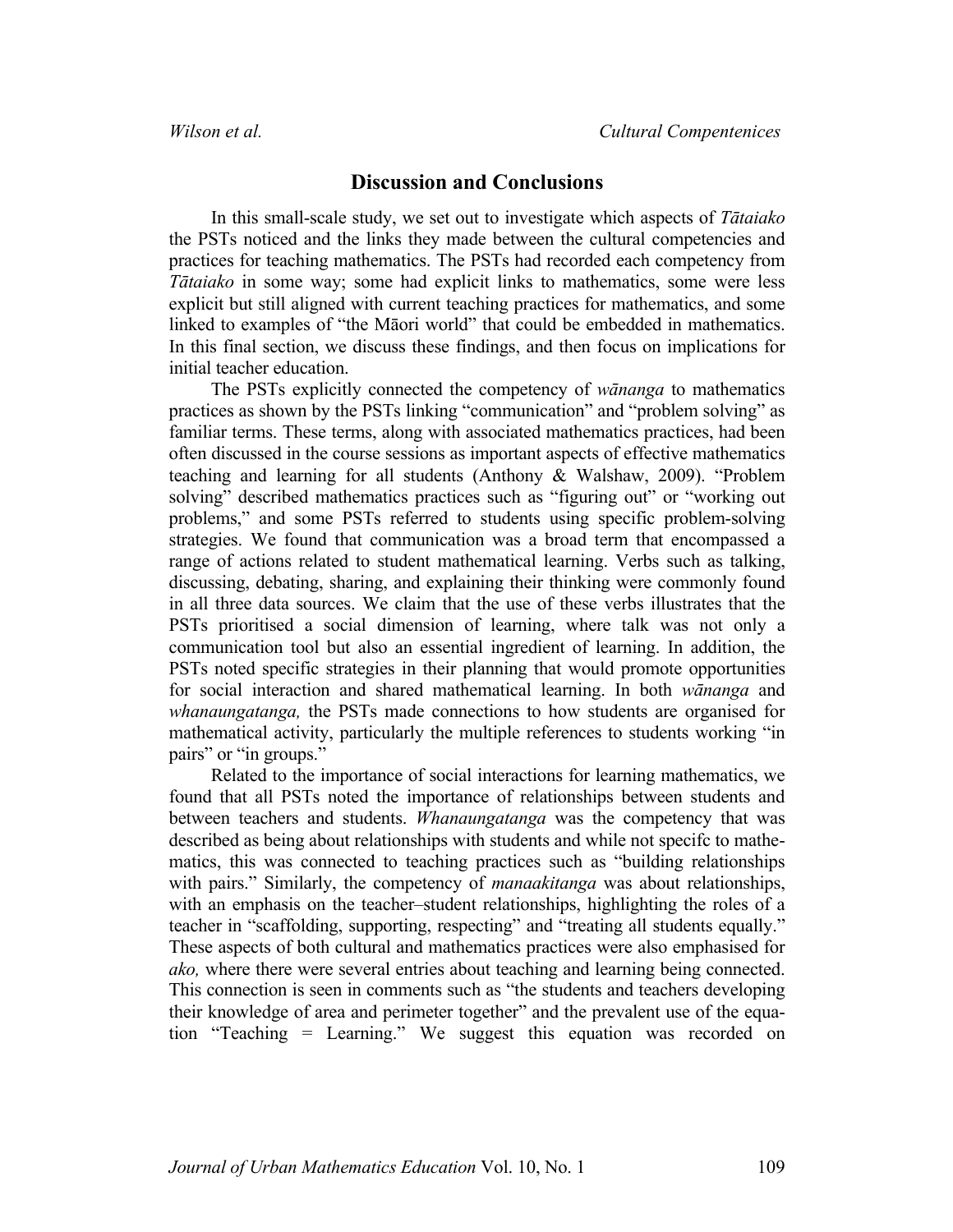## Discussion and Conclusions

In this small-scale study, we set out to investigate which aspects of *Tātaiako* the PSTs noticed and the links they made between the cultural competencies and practices for teaching mathematics. The PSTs had recorded each competency from *Tātaiako* in some way; some had explicit links to mathematics, some were less explicit but still aligned with current teaching practices for mathematics, and some linked to examples of "the Māori world" that could be embedded in mathematics. In this final section, we discuss these findings, and then focus on implications for initial teacher education.

The PSTs explicitly connected the competency of *wānanga* to mathematics practices as shown by the PSTs linking "communication" and "problem solving" as familiar terms. These terms, along with associated mathematics practices, had been often discussed in the course sessions as important aspects of effective mathematics teaching and learning for all students (Anthony & Walshaw, 2009). "Problem solving" described mathematics practices such as "figuring out" or "working out problems," and some PSTs referred to students using specific problem-solving strategies. We found that communication was a broad term that encompassed a range of actions related to student mathematical learning. Verbs such as talking, discussing, debating, sharing, and explaining their thinking were commonly found in all three data sources. We claim that the use of these verbs illustrates that the PSTs prioritised a social dimension of learning, where talk was not only a communication tool but also an essential ingredient of learning. In addition, the PSTs noted specific strategies in their planning that would promote opportunities for social interaction and shared mathematical learning. In both *wānanga* and *whanaungatanga,* the PSTs made connections to how students are organised for mathematical activity, particularly the multiple references to students working "in pairs" or "in groups."

Related to the importance of social interactions for learning mathematics, we found that all PSTs noted the importance of relationships between students and between teachers and students. *Whanaungatanga* was the competency that was described as being about relationships with students and while not specifc to mathematics, this was connected to teaching practices such as "building relationships with pairs." Similarly, the competency of *manaakitanga* was about relationships, with an emphasis on the teacher–student relationships, highlighting the roles of a teacher in "scaffolding, supporting, respecting" and "treating all students equally." These aspects of both cultural and mathematics practices were also emphasised for *ako,* where there were several entries about teaching and learning being connected. This connection is seen in comments such as "the students and teachers developing their knowledge of area and perimeter together" and the prevalent use of the equation "Teaching = Learning." We suggest this equation was recorded on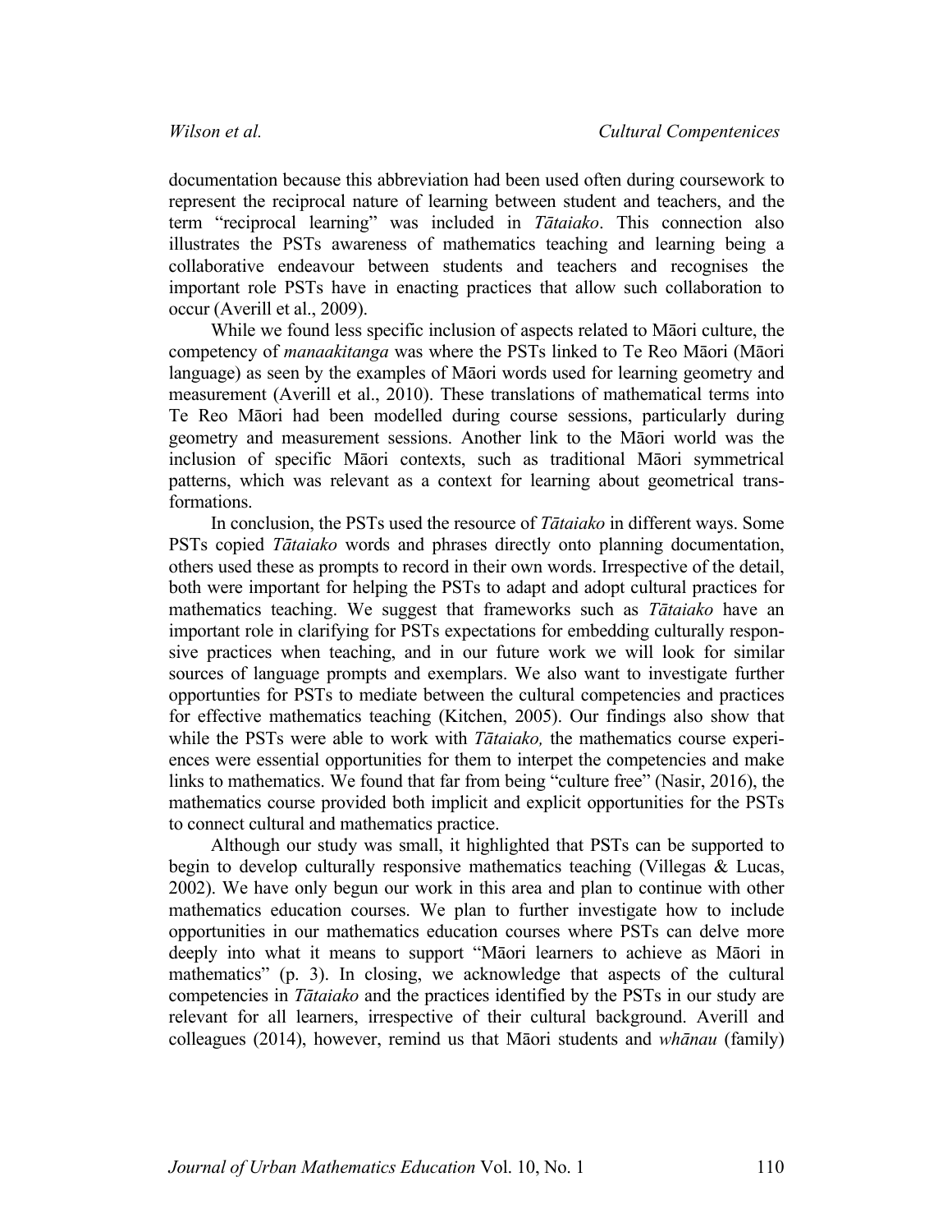documentation because this abbreviation had been used often during coursework to represent the reciprocal nature of learning between student and teachers, and the term "reciprocal learning" was included in *Tātaiako*. This connection also illustrates the PSTs awareness of mathematics teaching and learning being a collaborative endeavour between students and teachers and recognises the important role PSTs have in enacting practices that allow such collaboration to occur (Averill et al., 2009).

While we found less specific inclusion of aspects related to Māori culture, the competency of *manaakitanga* was where the PSTs linked to Te Reo Māori (Māori language) as seen by the examples of Māori words used for learning geometry and measurement (Averill et al., 2010). These translations of mathematical terms into Te Reo Māori had been modelled during course sessions, particularly during geometry and measurement sessions. Another link to the Māori world was the inclusion of specific Māori contexts, such as traditional Māori symmetrical patterns, which was relevant as a context for learning about geometrical transformations.

In conclusion, the PSTs used the resource of *Tātaiako* in different ways. Some PSTs copied *Tātaiako* words and phrases directly onto planning documentation, others used these as prompts to record in their own words. Irrespective of the detail, both were important for helping the PSTs to adapt and adopt cultural practices for mathematics teaching. We suggest that frameworks such as *Tātaiako* have an important role in clarifying for PSTs expectations for embedding culturally responsive practices when teaching, and in our future work we will look for similar sources of language prompts and exemplars. We also want to investigate further opportunties for PSTs to mediate between the cultural competencies and practices for effective mathematics teaching (Kitchen, 2005). Our findings also show that while the PSTs were able to work with *Tātaiako,* the mathematics course experiences were essential opportunities for them to interpet the competencies and make links to mathematics. We found that far from being "culture free" (Nasir, 2016), the mathematics course provided both implicit and explicit opportunities for the PSTs to connect cultural and mathematics practice.

Although our study was small, it highlighted that PSTs can be supported to begin to develop culturally responsive mathematics teaching (Villegas & Lucas, 2002). We have only begun our work in this area and plan to continue with other mathematics education courses. We plan to further investigate how to include opportunities in our mathematics education courses where PSTs can delve more deeply into what it means to support "Māori learners to achieve as Māori in mathematics" (p. 3). In closing, we acknowledge that aspects of the cultural competencies in *Tātaiako* and the practices identified by the PSTs in our study are relevant for all learners, irrespective of their cultural background. Averill and colleagues (2014), however, remind us that Māori students and *whānau* (family)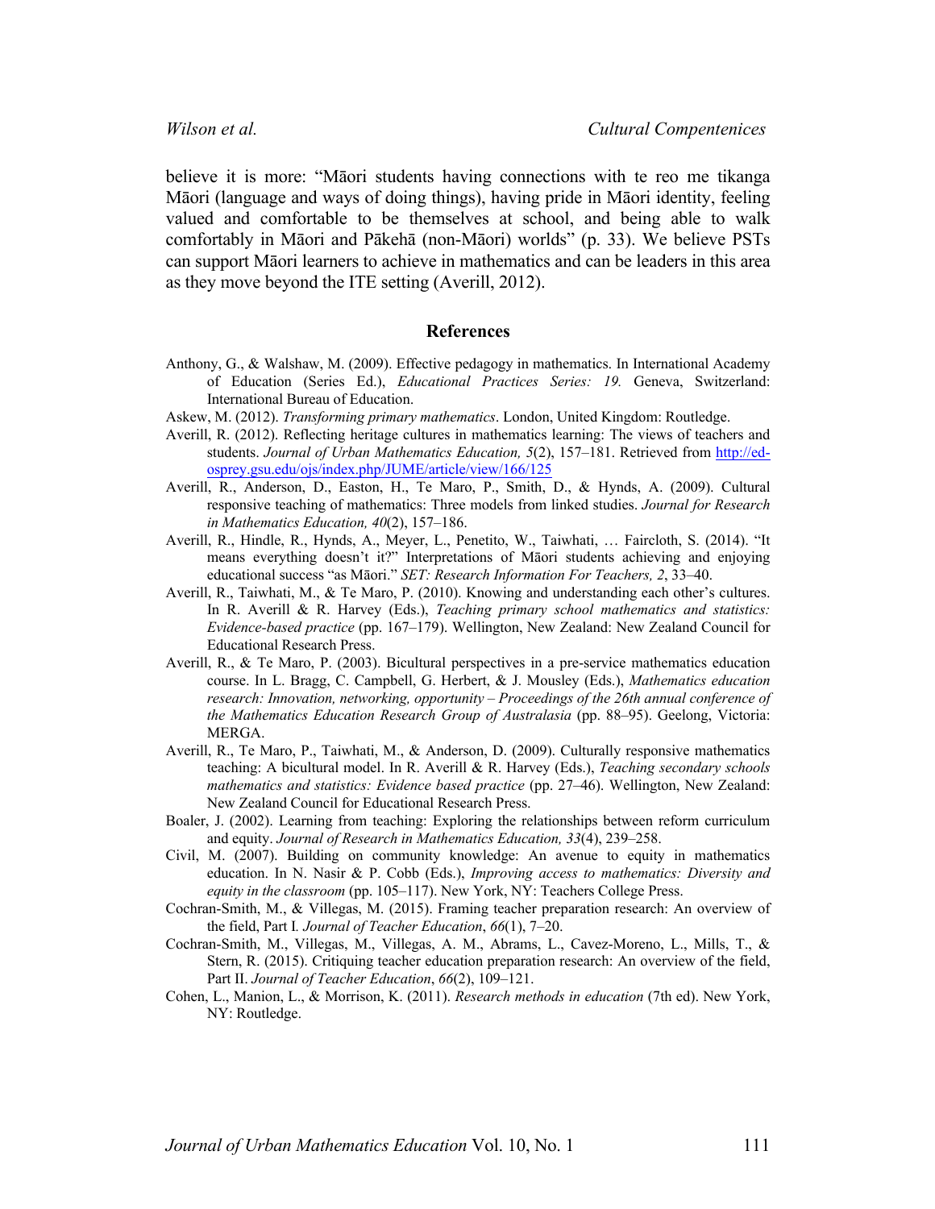believe it is more: "Māori students having connections with te reo me tikanga Māori (language and ways of doing things), having pride in Māori identity, feeling valued and comfortable to be themselves at school, and being able to walk comfortably in Māori and Pākehā (non-Māori) worlds" (p. 33). We believe PSTs can support Māori learners to achieve in mathematics and can be leaders in this area as they move beyond the ITE setting (Averill, 2012).

## References

Anthony, G., & Walshaw, M. (2009). Effective pedagogy in mathematics. In International Academy of Education (Series Ed.), *Educational Practices Series: 19.* Geneva, Switzerland: International Bureau of Education.

Askew, M. (2012). *Transforming primary mathematics*. London, United Kingdom: Routledge.

Averill, R. (2012). Reflecting heritage cultures in mathematics learning: The views of teachers and students. *Journal of Urban Mathematics Education, 5*(2), 157–181. Retrieved from http://ed-osprey.gsu.edu/ojs/index.php/JUME/article/view/166/125

Averill, R., Anderson, D., Easton, H., Te Maro, P., Smith, D., & Hynds, A. (2009). Cultural responsive teaching of mathematics: Three models from linked studies. *Journal for Research in Mathematics Education, 40*(2), 157–186.

Averill, R., Hindle, R., Hynds, A., Meyer, L., Penetito, W., Taiwhati, … Faircloth, S. (2014). "It means everything doesn't it?" Interpretations of Māori students achieving and enjoying educational success "as Māori." *SET: Research Information For Teachers, 2*, 33–40.

Averill, R., Taiwhati, M., & Te Maro, P. (2010). Knowing and understanding each other's cultures. In R. Averill & R. Harvey (Eds.), *Teaching primary school mathematics and statistics: Evidence-based practice* (pp. 167–179). Wellington, New Zealand: New Zealand Council for Educational Research Press.

Averill, R., & Te Maro, P. (2003). Bicultural perspectives in a pre-service mathematics education course. In L. Bragg, C. Campbell, G. Herbert, & J. Mousley (Eds.), *Mathematics education research: Innovation, networking, opportunity – Proceedings of the 26th annual conference of the Mathematics Education Research Group of Australasia* (pp. 88–95). Geelong, Victoria: MERGA.

Averill, R., Te Maro, P., Taiwhati, M., & Anderson, D. (2009). Culturally responsive mathematics teaching: A bicultural model. In R. Averill & R. Harvey (Eds.), *Teaching secondary schools mathematics and statistics: Evidence based practice* (pp. 27–46). Wellington, New Zealand: New Zealand Council for Educational Research Press.

Boaler, J. (2002). Learning from teaching: Exploring the relationships between reform curriculum and equity. *Journal of Research in Mathematics Education, 33*(4), 239–258.

Civil, M. (2007). Building on community knowledge: An avenue to equity in mathematics education. In N. Nasir & P. Cobb (Eds.), *Improving access to mathematics: Diversity and equity in the classroom* (pp. 105–117). New York, NY: Teachers College Press.

Cochran-Smith, M., & Villegas, M. (2015). Framing teacher preparation research: An overview of the field, Part I. *Journal of Teacher Education*, *66*(1), 7–20.

Cochran-Smith, M., Villegas, M., Villegas, A. M., Abrams, L., Cavez-Moreno, L., Mills, T., & Stern, R. (2015). Critiquing teacher education preparation research: An overview of the field, Part II. *Journal of Teacher Education*, *66*(2), 109–121.

Cohen, L., Manion, L., & Morrison, K. (2011). *Research methods in education* (7th ed). New York, NY: Routledge.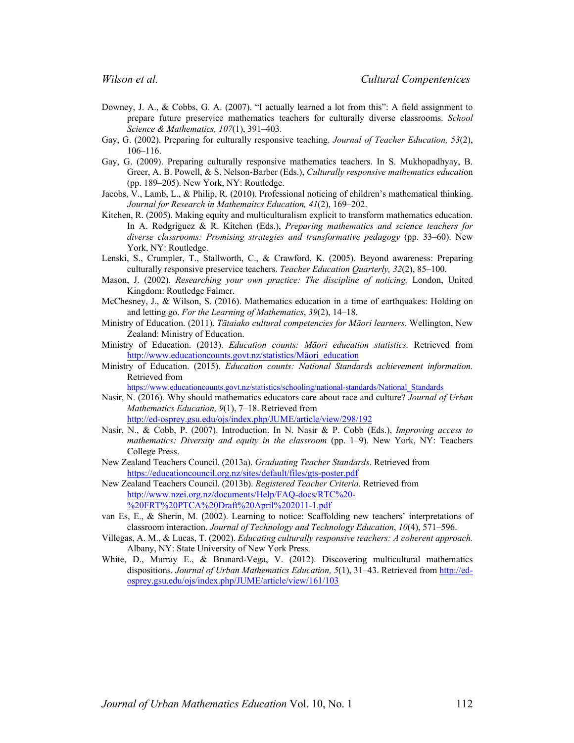Downey, J. A., & Cobbs, G. A. (2007). "I actually learned a lot from this": A field assignment to prepare future preservice mathematics teachers for culturally diverse classrooms. *School Science & Mathematics, 107*(1), 391–403.

Gay, G. (2002). Preparing for culturally responsive teaching. *Journal of Teacher Education, 53*(2), 106–116.

Gay, G. (2009). Preparing culturally responsive mathematics teachers. In S. Mukhopadhyay, B. Greer, A. B. Powell, & S. Nelson-Barber (Eds.), *Culturally responsive mathematics educati*on (pp. 189–205). New York, NY: Routledge.

Jacobs, V., Lamb, L., & Philip, R. (2010). Professional noticing of children's mathematical thinking. *Journal for Research in Mathemaitcs Education, 41*(2), 169–202.

Kitchen, R. (2005). Making equity and multiculturalism explicit to transform mathematics education. In A. Rodgriguez & R. Kitchen (Eds.), *Preparing mathematics and science teachers for diverse classrooms: Promising strategies and transformative pedagogy* (pp. 33–60). New York, NY: Routledge.

Lenski, S., Crumpler, T., Stallworth, C., & Crawford, K. (2005). Beyond awareness: Preparing culturally responsive preservice teachers. *Teacher Education Quarterly, 32*(2), 85–100.

Mason, J. (2002). *Researching your own practice: The discipline of noticing.* London, United Kingdom: Routledge Falmer.

McChesney, J., & Wilson, S. (2016). Mathematics education in a time of earthquakes: Holding on and letting go. *For the Learning of Mathematics*, *39*(2), 14–18.

Ministry of Education. (2011). *Tātaiako cultural competencies for Māori learners*. Wellington, New Zealand: Ministry of Education.

Ministry of Education. (2013). *Education counts: Māori education statistics.* Retrieved from http://www.educationcounts.govt.nz/statistics/Māori_education

Ministry of Education. (2015). *Education counts: National Standards achievement information.* Retrieved from https://www.educationcounts.govt.nz/statistics/schooling/national-standards/National_Standards

Nasir, N. (2016). Why should mathematics educators care about race and culture? *Journal of Urban Mathematics Education, 9*(1), 7–18. Retrieved from http://ed-osprey.gsu.edu/ojs/index.php/JUME/article/view/298/192

Nasir, N., & Cobb, P. (2007). Introduction. In N. Nasir & P. Cobb (Eds.), *Improving access to mathematics: Diversity and equity in the classroom* (pp. 1–9). New York, NY: Teachers College Press.

New Zealand Teachers Council. (2013a). *Graduating Teacher Standards*. Retrieved from https://educationcouncil.org.nz/sites/default/files/gts-poster.pdf

New Zealand Teachers Council. (2013b). *Registered Teacher Criteria.* Retrieved from http://www.nzei.org.nz/documents/Help/FAQ-docs/RTC%20-%20FRT%20PTCA%20Draft%20April%202011-1.pdf

van Es, E., & Sherin, M. (2002). Learning to notice: Scaffolding new teachers' interpretations of classroom interaction. *Journal of Technology and Technology Education*, *10*(4), 571–596.

Villegas, A. M., & Lucas, T. (2002). *Educating culturally responsive teachers: A coherent approach.* Albany, NY: State University of New York Press.

White, D., Murray E., & Brunard-Vega, V. (2012). Discovering multicultural mathematics dispositions. *Journal of Urban Mathematics Education, 5*(1), 31–43. Retrieved from http://ed-osprey.gsu.edu/ojs/index.php/JUME/article/view/161/103